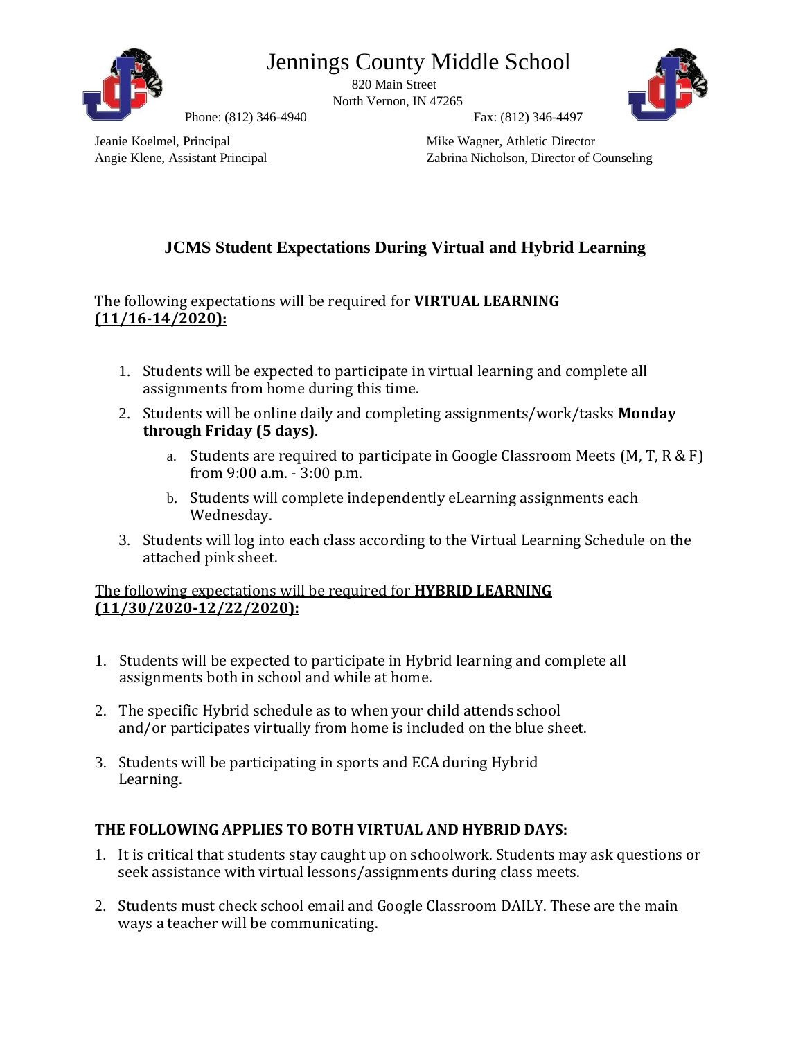# Jennings County Middle School

820 Main Street
North Vernon, IN 47265

Phone: (812) 346-4940 Fax: (812) 346-4497

Jeanie Koelmel, Principal
Angie Klene, Assistant Principal

Mike Wagner, Athletic Director
Zabrina Nicholson, Director of Counseling

## JCMS Student Expectations During Virtual and Hybrid Learning

The following expectations will be required for **VIRTUAL LEARNING (11/16-14/2020):**

1. Students will be expected to participate in virtual learning and complete all assignments from home during this time.
2. Students will be online daily and completing assignments/work/tasks **Monday through Friday (5 days)**.
   a. Students are required to participate in Google Classroom Meets (M, T, R & F) from 9:00 a.m. - 3:00 p.m.
   b. Students will complete independently eLearning assignments each Wednesday.
3. Students will log into each class according to the Virtual Learning Schedule on the attached pink sheet.

The following expectations will be required for **HYBRID LEARNING (11/30/2020-12/22/2020):**

1. Students will be expected to participate in Hybrid learning and complete all assignments both in school and while at home.
2. The specific Hybrid schedule as to when your child attends school and/or participates virtually from home is included on the blue sheet.
3. Students will be participating in sports and ECA during Hybrid Learning.

**THE FOLLOWING APPLIES TO BOTH VIRTUAL AND HYBRID DAYS:**

1. It is critical that students stay caught up on schoolwork. Students may ask questions or seek assistance with virtual lessons/assignments during class meets.
2. Students must check school email and Google Classroom DAILY. These are the main ways a teacher will be communicating.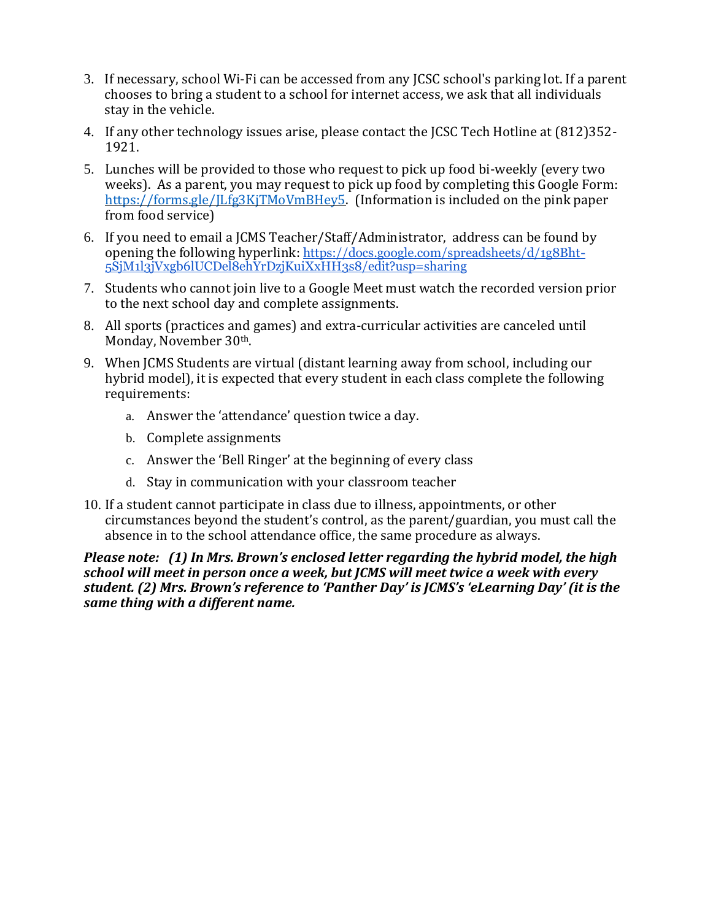3. If necessary, school Wi-Fi can be accessed from any JCSC school's parking lot. If a parent chooses to bring a student to a school for internet access, we ask that all individuals stay in the vehicle.

4. If any other technology issues arise, please contact the JCSC Tech Hotline at (812)352-1921.

5. Lunches will be provided to those who request to pick up food bi-weekly (every two weeks). As a parent, you may request to pick up food by completing this Google Form: https://forms.gle/JLfg3KjTMoVmBHey5. (Information is included on the pink paper from food service)

6. If you need to email a JCMS Teacher/Staff/Administrator, address can be found by opening the following hyperlink: https://docs.google.com/spreadsheets/d/1g8Bht-5SjM1l3jVxgb6lUCDel8ehYrDzjKuiXxHH3s8/edit?usp=sharing

7. Students who cannot join live to a Google Meet must watch the recorded version prior to the next school day and complete assignments.

8. All sports (practices and games) and extra-curricular activities are canceled until Monday, November 30th.

9. When JCMS Students are virtual (distant learning away from school, including our hybrid model), it is expected that every student in each class complete the following requirements:
   a. Answer the 'attendance' question twice a day.
   b. Complete assignments
   c. Answer the 'Bell Ringer' at the beginning of every class
   d. Stay in communication with your classroom teacher

10. If a student cannot participate in class due to illness, appointments, or other circumstances beyond the student's control, as the parent/guardian, you must call the absence in to the school attendance office, the same procedure as always.

***Please note: (1) In Mrs. Brown's enclosed letter regarding the hybrid model, the high school will meet in person once a week, but JCMS will meet twice a week with every student. (2) Mrs. Brown's reference to 'Panther Day' is JCMS's 'eLearning Day' (it is the same thing with a different name.***